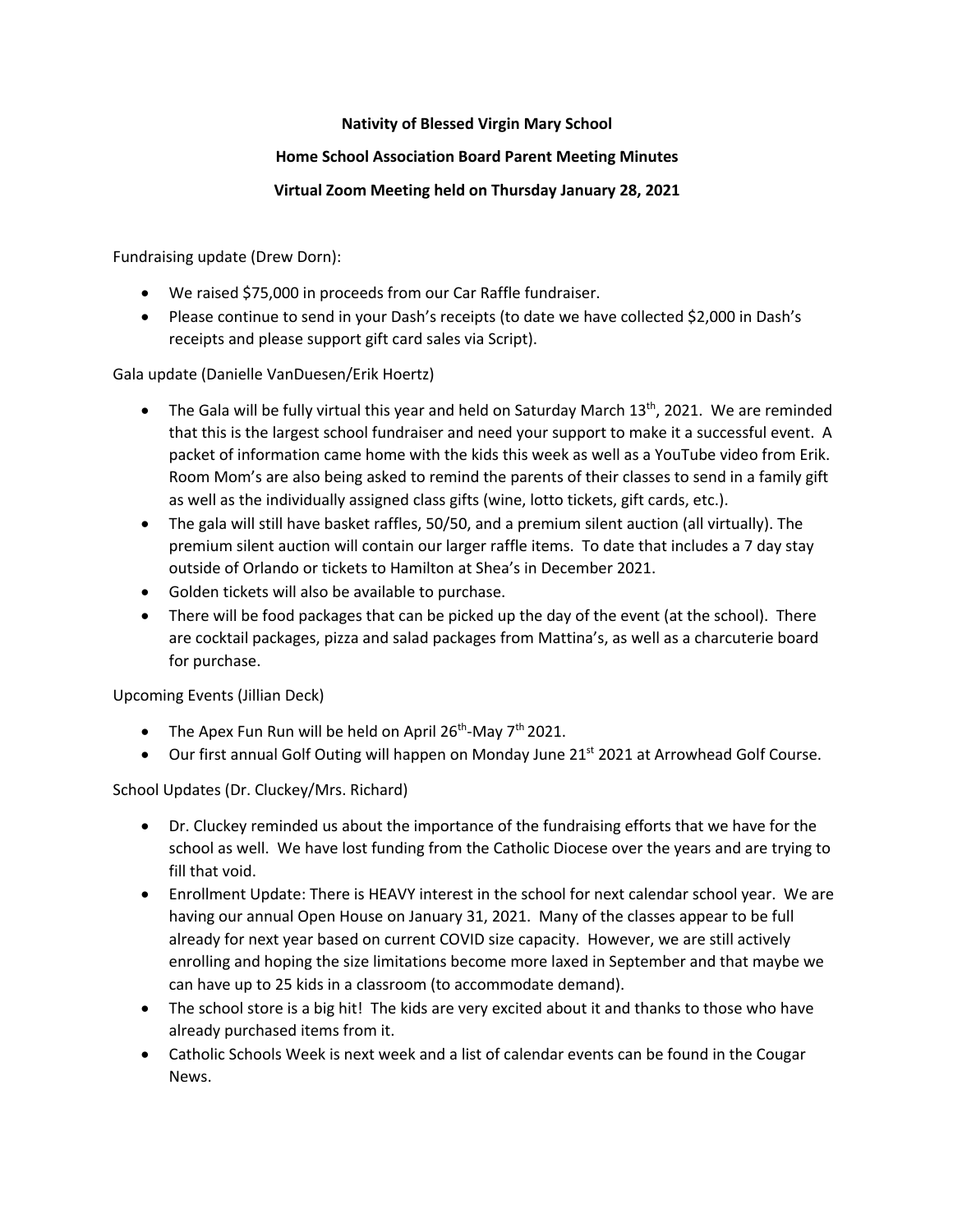**Nativity of Blessed Virgin Mary School**

**Home School Association Board Parent Meeting Minutes**

**Virtual Zoom Meeting held on Thursday January 28, 2021**

Fundraising update (Drew Dorn):

- We raised $75,000 in proceeds from our Car Raffle fundraiser.
- Please continue to send in your Dash's receipts (to date we have collected $2,000 in Dash's receipts and please support gift card sales via Script).

Gala update (Danielle VanDuesen/Erik Hoertz)

- The Gala will be fully virtual this year and held on Saturday March 13th, 2021. We are reminded that this is the largest school fundraiser and need your support to make it a successful event. A packet of information came home with the kids this week as well as a YouTube video from Erik. Room Mom's are also being asked to remind the parents of their classes to send in a family gift as well as the individually assigned class gifts (wine, lotto tickets, gift cards, etc.).
- The gala will still have basket raffles, 50/50, and a premium silent auction (all virtually). The premium silent auction will contain our larger raffle items. To date that includes a 7 day stay outside of Orlando or tickets to Hamilton at Shea's in December 2021.
- Golden tickets will also be available to purchase.
- There will be food packages that can be picked up the day of the event (at the school). There are cocktail packages, pizza and salad packages from Mattina's, as well as a charcuterie board for purchase.

Upcoming Events (Jillian Deck)

- The Apex Fun Run will be held on April 26th-May 7th 2021.
- Our first annual Golf Outing will happen on Monday June 21st 2021 at Arrowhead Golf Course.

School Updates (Dr. Cluckey/Mrs. Richard)

- Dr. Cluckey reminded us about the importance of the fundraising efforts that we have for the school as well. We have lost funding from the Catholic Diocese over the years and are trying to fill that void.
- Enrollment Update: There is HEAVY interest in the school for next calendar school year. We are having our annual Open House on January 31, 2021. Many of the classes appear to be full already for next year based on current COVID size capacity. However, we are still actively enrolling and hoping the size limitations become more laxed in September and that maybe we can have up to 25 kids in a classroom (to accommodate demand).
- The school store is a big hit! The kids are very excited about it and thanks to those who have already purchased items from it.
- Catholic Schools Week is next week and a list of calendar events can be found in the Cougar News.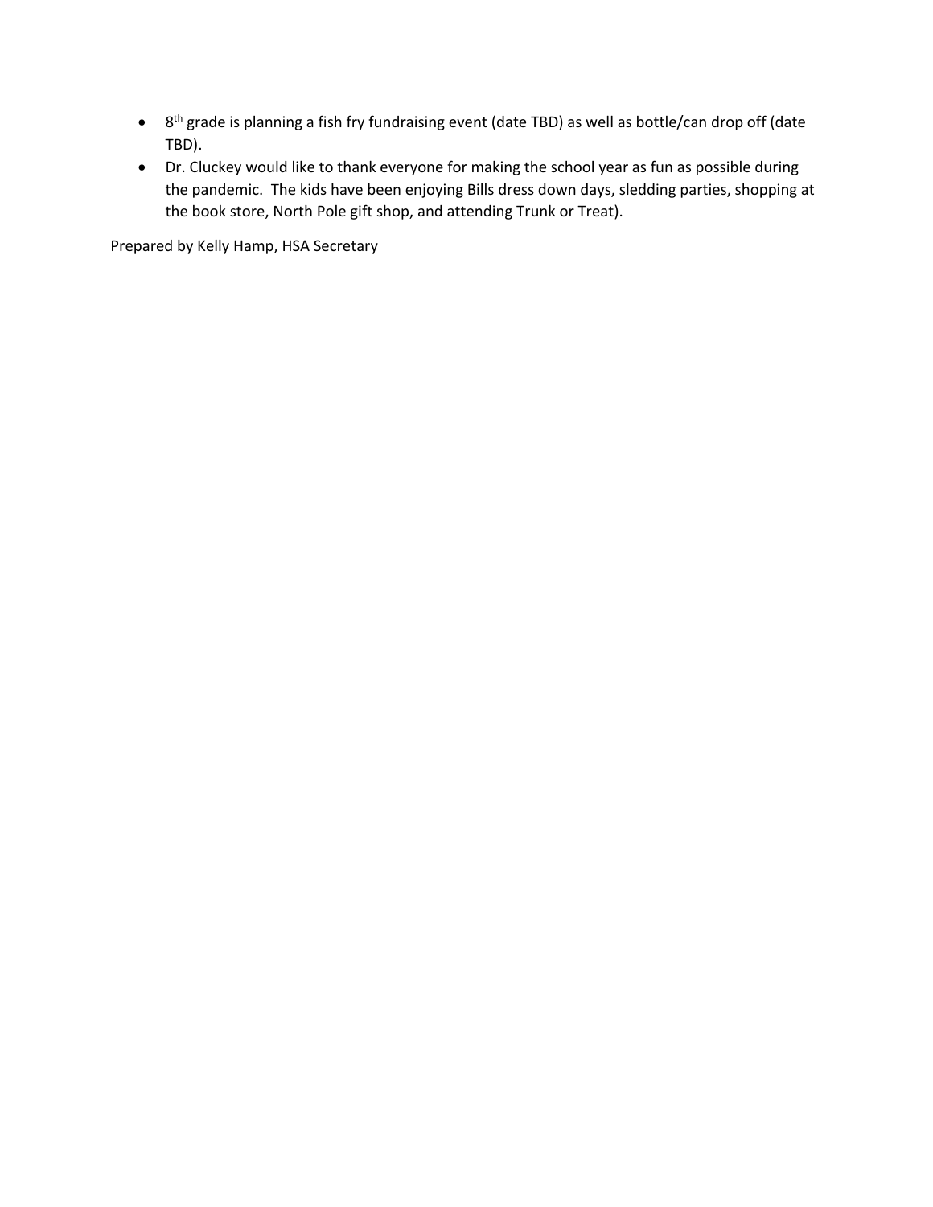- 8th grade is planning a fish fry fundraising event (date TBD) as well as bottle/can drop off (date TBD).
- Dr. Cluckey would like to thank everyone for making the school year as fun as possible during the pandemic.  The kids have been enjoying Bills dress down days, sledding parties, shopping at the book store, North Pole gift shop, and attending Trunk or Treat).

Prepared by Kelly Hamp, HSA Secretary